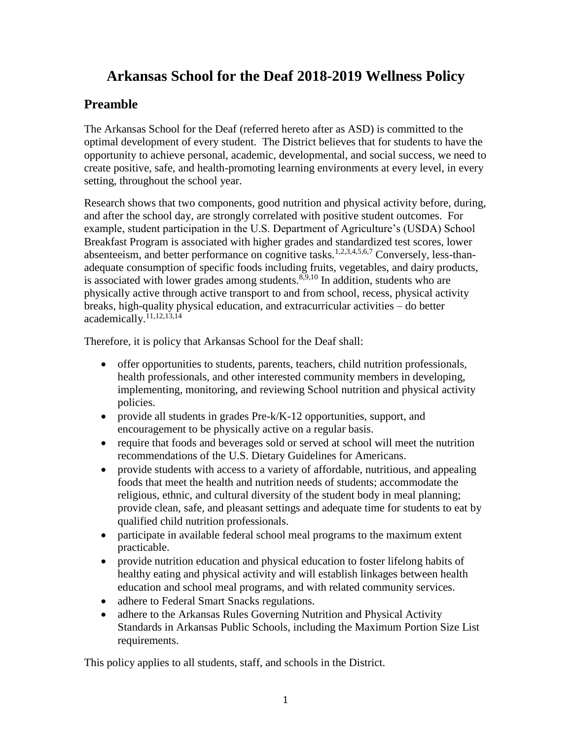# Arkansas School for the Deaf 2018-2019 Wellness Policy

## Preamble

The Arkansas School for the Deaf (referred hereto after as ASD) is committed to the optimal development of every student. The District believes that for students to have the opportunity to achieve personal, academic, developmental, and social success, we need to create positive, safe, and health-promoting learning environments at every level, in every setting, throughout the school year.

Research shows that two components, good nutrition and physical activity before, during, and after the school day, are strongly correlated with positive student outcomes. For example, student participation in the U.S. Department of Agriculture's (USDA) School Breakfast Program is associated with higher grades and standardized test scores, lower absenteeism, and better performance on cognitive tasks.[1,2,3,4,5,6,7] Conversely, less-than-adequate consumption of specific foods including fruits, vegetables, and dairy products, is associated with lower grades among students.[8,9,10] In addition, students who are physically active through active transport to and from school, recess, physical activity breaks, high-quality physical education, and extracurricular activities – do better academically.[11,12,13,14]

Therefore, it is policy that Arkansas School for the Deaf shall:

- offer opportunities to students, parents, teachers, child nutrition professionals, health professionals, and other interested community members in developing, implementing, monitoring, and reviewing School nutrition and physical activity policies.
- provide all students in grades Pre-k/K-12 opportunities, support, and encouragement to be physically active on a regular basis.
- require that foods and beverages sold or served at school will meet the nutrition recommendations of the U.S. Dietary Guidelines for Americans.
- provide students with access to a variety of affordable, nutritious, and appealing foods that meet the health and nutrition needs of students; accommodate the religious, ethnic, and cultural diversity of the student body in meal planning; provide clean, safe, and pleasant settings and adequate time for students to eat by qualified child nutrition professionals.
- participate in available federal school meal programs to the maximum extent practicable.
- provide nutrition education and physical education to foster lifelong habits of healthy eating and physical activity and will establish linkages between health education and school meal programs, and with related community services.
- adhere to Federal Smart Snacks regulations.
- adhere to the Arkansas Rules Governing Nutrition and Physical Activity Standards in Arkansas Public Schools, including the Maximum Portion Size List requirements.

This policy applies to all students, staff, and schools in the District.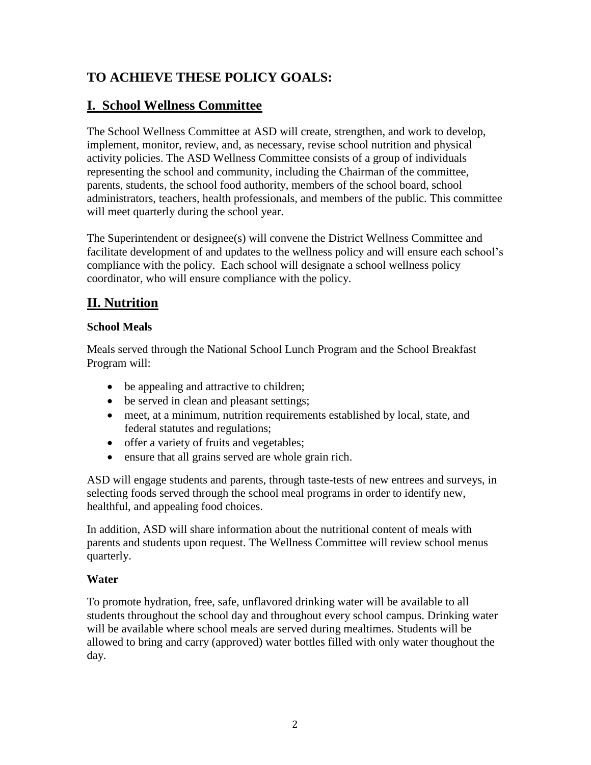# TO ACHIEVE THESE POLICY GOALS:

## I. School Wellness Committee

The School Wellness Committee at ASD will create, strengthen, and work to develop, implement, monitor, review, and, as necessary, revise school nutrition and physical activity policies. The ASD Wellness Committee consists of a group of individuals representing the school and community, including the Chairman of the committee, parents, students, the school food authority, members of the school board, school administrators, teachers, health professionals, and members of the public. This committee will meet quarterly during the school year.

The Superintendent or designee(s) will convene the District Wellness Committee and facilitate development of and updates to the wellness policy and will ensure each school's compliance with the policy. Each school will designate a school wellness policy coordinator, who will ensure compliance with the policy.

## II. Nutrition

### School Meals

Meals served through the National School Lunch Program and the School Breakfast Program will:

- be appealing and attractive to children;
- be served in clean and pleasant settings;
- meet, at a minimum, nutrition requirements established by local, state, and federal statutes and regulations;
- offer a variety of fruits and vegetables;
- ensure that all grains served are whole grain rich.

ASD will engage students and parents, through taste-tests of new entrees and surveys, in selecting foods served through the school meal programs in order to identify new, healthful, and appealing food choices.

In addition, ASD will share information about the nutritional content of meals with parents and students upon request. The Wellness Committee will review school menus quarterly.

### Water

To promote hydration, free, safe, unflavored drinking water will be available to all students throughout the school day and throughout every school campus. Drinking water will be available where school meals are served during mealtimes. Students will be allowed to bring and carry (approved) water bottles filled with only water thoughout the day.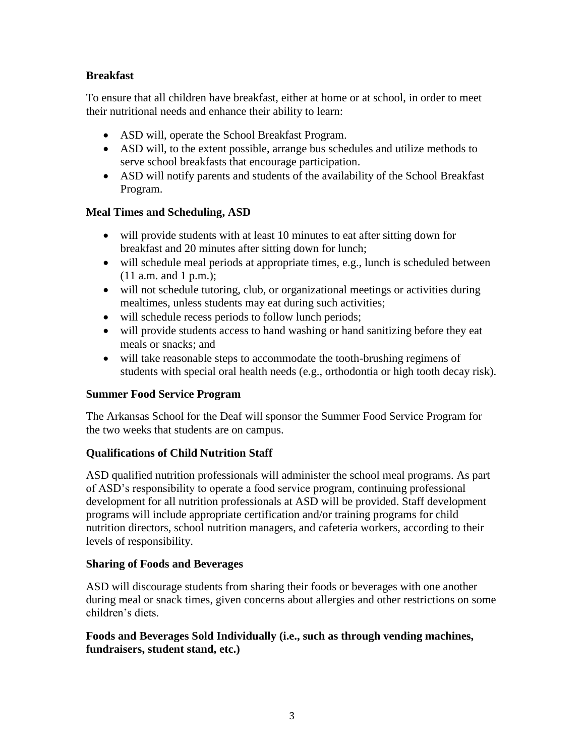**Breakfast**

To ensure that all children have breakfast, either at home or at school, in order to meet their nutritional needs and enhance their ability to learn:

- ASD will, operate the School Breakfast Program.
- ASD will, to the extent possible, arrange bus schedules and utilize methods to serve school breakfasts that encourage participation.
- ASD will notify parents and students of the availability of the School Breakfast Program.

**Meal Times and Scheduling, ASD**

- will provide students with at least 10 minutes to eat after sitting down for breakfast and 20 minutes after sitting down for lunch;
- will schedule meal periods at appropriate times, e.g., lunch is scheduled between (11 a.m. and 1 p.m.);
- will not schedule tutoring, club, or organizational meetings or activities during mealtimes, unless students may eat during such activities;
- will schedule recess periods to follow lunch periods;
- will provide students access to hand washing or hand sanitizing before they eat meals or snacks; and
- will take reasonable steps to accommodate the tooth-brushing regimens of students with special oral health needs (e.g., orthodontia or high tooth decay risk).

**Summer Food Service Program**

The Arkansas School for the Deaf will sponsor the Summer Food Service Program for the two weeks that students are on campus.

**Qualifications of Child Nutrition Staff**

ASD qualified nutrition professionals will administer the school meal programs. As part of ASD's responsibility to operate a food service program, continuing professional development for all nutrition professionals at ASD will be provided. Staff development programs will include appropriate certification and/or training programs for child nutrition directors, school nutrition managers, and cafeteria workers, according to their levels of responsibility.

**Sharing of Foods and Beverages**

ASD will discourage students from sharing their foods or beverages with one another during meal or snack times, given concerns about allergies and other restrictions on some children's diets.

**Foods and Beverages Sold Individually (i.e., such as through vending machines, fundraisers, student stand, etc.)**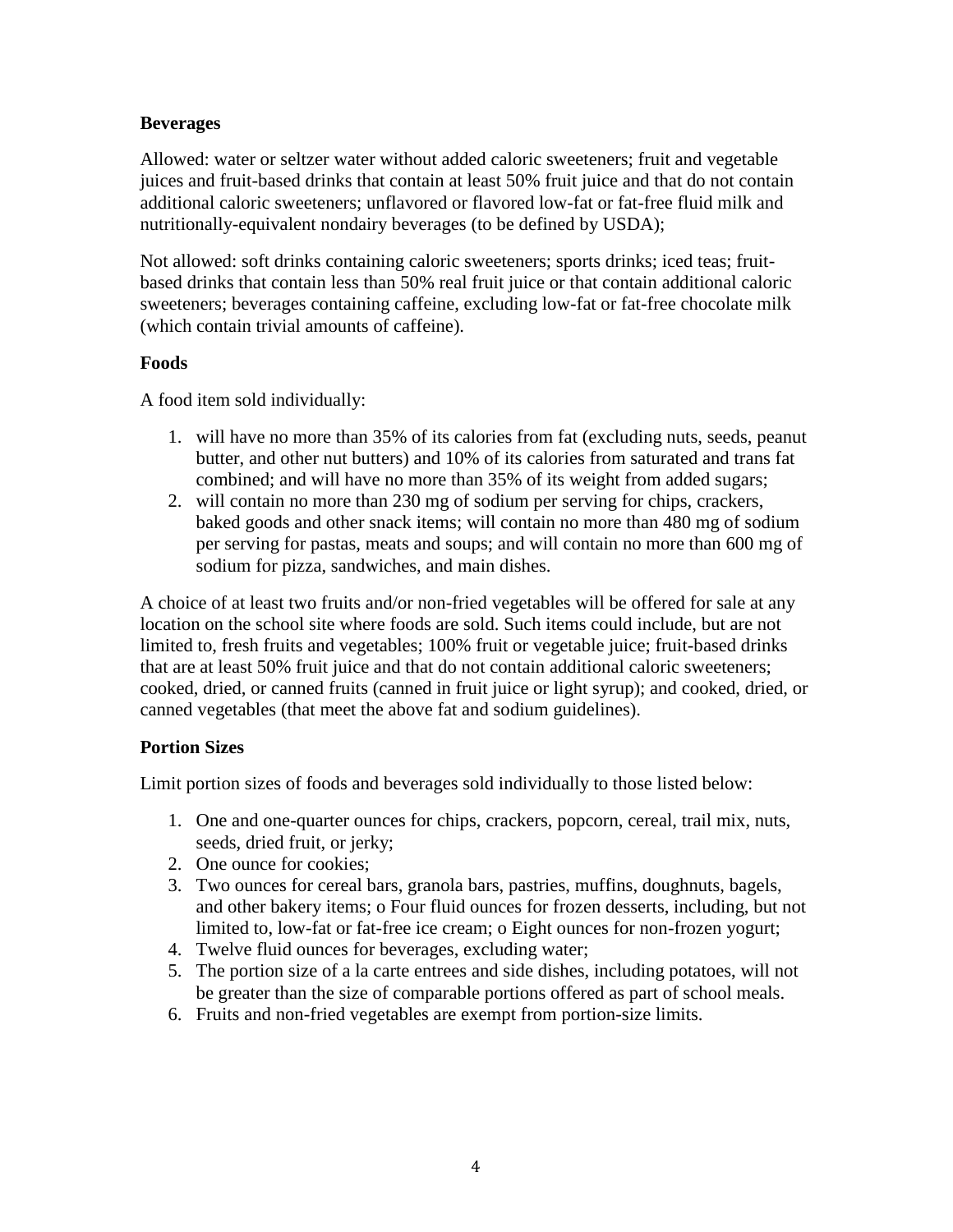**Beverages**

Allowed: water or seltzer water without added caloric sweeteners; fruit and vegetable juices and fruit-based drinks that contain at least 50% fruit juice and that do not contain additional caloric sweeteners; unflavored or flavored low-fat or fat-free fluid milk and nutritionally-equivalent nondairy beverages (to be defined by USDA);

Not allowed: soft drinks containing caloric sweeteners; sports drinks; iced teas; fruit-based drinks that contain less than 50% real fruit juice or that contain additional caloric sweeteners; beverages containing caffeine, excluding low-fat or fat-free chocolate milk (which contain trivial amounts of caffeine).

**Foods**

A food item sold individually:

1. will have no more than 35% of its calories from fat (excluding nuts, seeds, peanut butter, and other nut butters) and 10% of its calories from saturated and trans fat combined; and will have no more than 35% of its weight from added sugars;
2. will contain no more than 230 mg of sodium per serving for chips, crackers, baked goods and other snack items; will contain no more than 480 mg of sodium per serving for pastas, meats and soups; and will contain no more than 600 mg of sodium for pizza, sandwiches, and main dishes.

A choice of at least two fruits and/or non-fried vegetables will be offered for sale at any location on the school site where foods are sold. Such items could include, but are not limited to, fresh fruits and vegetables; 100% fruit or vegetable juice; fruit-based drinks that are at least 50% fruit juice and that do not contain additional caloric sweeteners; cooked, dried, or canned fruits (canned in fruit juice or light syrup); and cooked, dried, or canned vegetables (that meet the above fat and sodium guidelines).

**Portion Sizes**

Limit portion sizes of foods and beverages sold individually to those listed below:

1. One and one-quarter ounces for chips, crackers, popcorn, cereal, trail mix, nuts, seeds, dried fruit, or jerky;
2. One ounce for cookies;
3. Two ounces for cereal bars, granola bars, pastries, muffins, doughnuts, bagels, and other bakery items; o Four fluid ounces for frozen desserts, including, but not limited to, low-fat or fat-free ice cream; o Eight ounces for non-frozen yogurt;
4. Twelve fluid ounces for beverages, excluding water;
5. The portion size of a la carte entrees and side dishes, including potatoes, will not be greater than the size of comparable portions offered as part of school meals.
6. Fruits and non-fried vegetables are exempt from portion-size limits.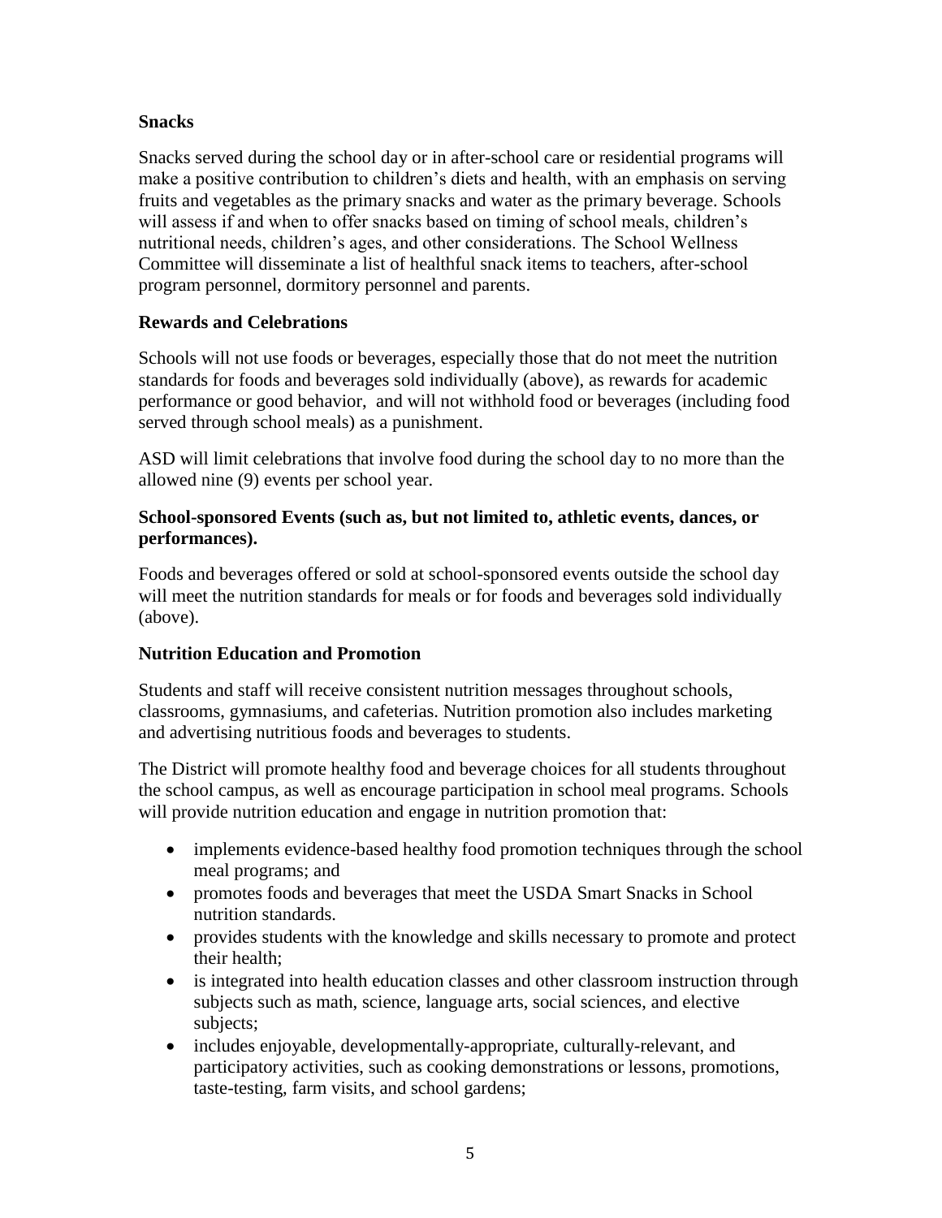**Snacks**

Snacks served during the school day or in after-school care or residential programs will make a positive contribution to children's diets and health, with an emphasis on serving fruits and vegetables as the primary snacks and water as the primary beverage. Schools will assess if and when to offer snacks based on timing of school meals, children's nutritional needs, children's ages, and other considerations. The School Wellness Committee will disseminate a list of healthful snack items to teachers, after-school program personnel, dormitory personnel and parents.

**Rewards and Celebrations**

Schools will not use foods or beverages, especially those that do not meet the nutrition standards for foods and beverages sold individually (above), as rewards for academic performance or good behavior, and will not withhold food or beverages (including food served through school meals) as a punishment.

ASD will limit celebrations that involve food during the school day to no more than the allowed nine (9) events per school year.

**School-sponsored Events (such as, but not limited to, athletic events, dances, or performances).**

Foods and beverages offered or sold at school-sponsored events outside the school day will meet the nutrition standards for meals or for foods and beverages sold individually (above).

**Nutrition Education and Promotion**

Students and staff will receive consistent nutrition messages throughout schools, classrooms, gymnasiums, and cafeterias. Nutrition promotion also includes marketing and advertising nutritious foods and beverages to students.

The District will promote healthy food and beverage choices for all students throughout the school campus, as well as encourage participation in school meal programs. Schools will provide nutrition education and engage in nutrition promotion that:

- implements evidence-based healthy food promotion techniques through the school meal programs; and
- promotes foods and beverages that meet the USDA Smart Snacks in School nutrition standards.
- provides students with the knowledge and skills necessary to promote and protect their health;
- is integrated into health education classes and other classroom instruction through subjects such as math, science, language arts, social sciences, and elective subjects;
- includes enjoyable, developmentally-appropriate, culturally-relevant, and participatory activities, such as cooking demonstrations or lessons, promotions, taste-testing, farm visits, and school gardens;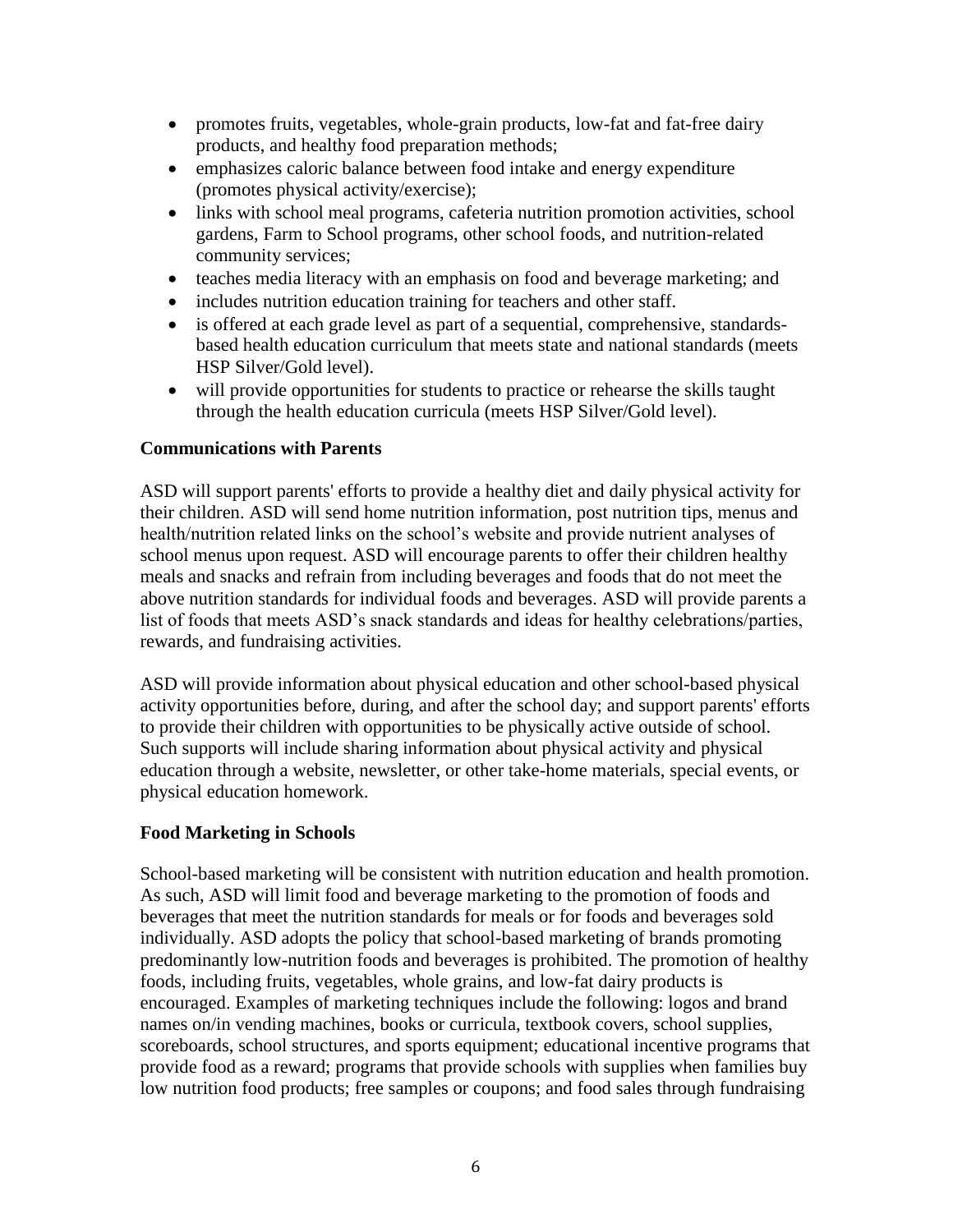- promotes fruits, vegetables, whole-grain products, low-fat and fat-free dairy products, and healthy food preparation methods;
- emphasizes caloric balance between food intake and energy expenditure (promotes physical activity/exercise);
- links with school meal programs, cafeteria nutrition promotion activities, school gardens, Farm to School programs, other school foods, and nutrition-related community services;
- teaches media literacy with an emphasis on food and beverage marketing; and
- includes nutrition education training for teachers and other staff.
- is offered at each grade level as part of a sequential, comprehensive, standards-based health education curriculum that meets state and national standards (meets HSP Silver/Gold level).
- will provide opportunities for students to practice or rehearse the skills taught through the health education curricula (meets HSP Silver/Gold level).

**Communications with Parents**

ASD will support parents' efforts to provide a healthy diet and daily physical activity for their children. ASD will send home nutrition information, post nutrition tips, menus and health/nutrition related links on the school's website and provide nutrient analyses of school menus upon request. ASD will encourage parents to offer their children healthy meals and snacks and refrain from including beverages and foods that do not meet the above nutrition standards for individual foods and beverages. ASD will provide parents a list of foods that meets ASD's snack standards and ideas for healthy celebrations/parties, rewards, and fundraising activities.

ASD will provide information about physical education and other school-based physical activity opportunities before, during, and after the school day; and support parents' efforts to provide their children with opportunities to be physically active outside of school. Such supports will include sharing information about physical activity and physical education through a website, newsletter, or other take-home materials, special events, or physical education homework.

**Food Marketing in Schools**

School-based marketing will be consistent with nutrition education and health promotion. As such, ASD will limit food and beverage marketing to the promotion of foods and beverages that meet the nutrition standards for meals or for foods and beverages sold individually. ASD adopts the policy that school-based marketing of brands promoting predominantly low-nutrition foods and beverages is prohibited. The promotion of healthy foods, including fruits, vegetables, whole grains, and low-fat dairy products is encouraged. Examples of marketing techniques include the following: logos and brand names on/in vending machines, books or curricula, textbook covers, school supplies, scoreboards, school structures, and sports equipment; educational incentive programs that provide food as a reward; programs that provide schools with supplies when families buy low nutrition food products; free samples or coupons; and food sales through fundraising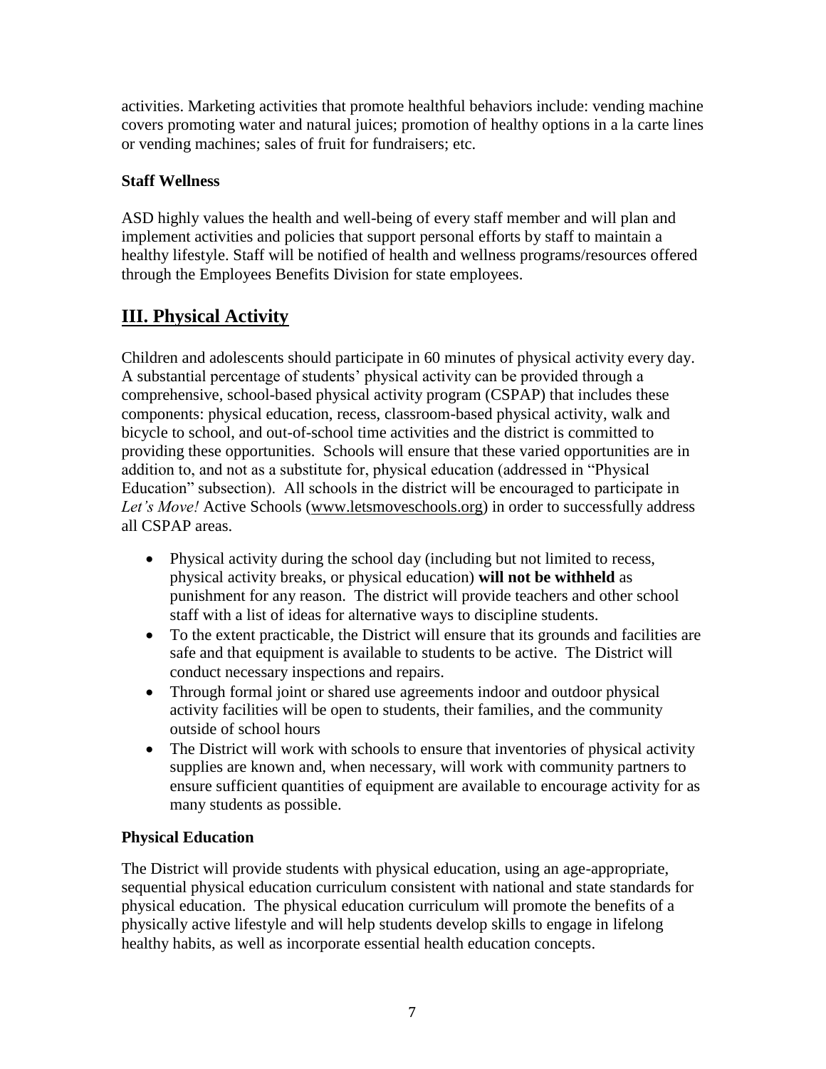activities. Marketing activities that promote healthful behaviors include: vending machine covers promoting water and natural juices; promotion of healthy options in a la carte lines or vending machines; sales of fruit for fundraisers; etc.

### Staff Wellness

ASD highly values the health and well-being of every staff member and will plan and implement activities and policies that support personal efforts by staff to maintain a healthy lifestyle. Staff will be notified of health and wellness programs/resources offered through the Employees Benefits Division for state employees.

## III. Physical Activity

Children and adolescents should participate in 60 minutes of physical activity every day. A substantial percentage of students' physical activity can be provided through a comprehensive, school-based physical activity program (CSPAP) that includes these components: physical education, recess, classroom-based physical activity, walk and bicycle to school, and out-of-school time activities and the district is committed to providing these opportunities. Schools will ensure that these varied opportunities are in addition to, and not as a substitute for, physical education (addressed in "Physical Education" subsection). All schools in the district will be encouraged to participate in *Let's Move!* Active Schools (www.letsmoveschools.org) in order to successfully address all CSPAP areas.

- Physical activity during the school day (including but not limited to recess, physical activity breaks, or physical education) **will not be withheld** as punishment for any reason. The district will provide teachers and other school staff with a list of ideas for alternative ways to discipline students.
- To the extent practicable, the District will ensure that its grounds and facilities are safe and that equipment is available to students to be active. The District will conduct necessary inspections and repairs.
- Through formal joint or shared use agreements indoor and outdoor physical activity facilities will be open to students, their families, and the community outside of school hours
- The District will work with schools to ensure that inventories of physical activity supplies are known and, when necessary, will work with community partners to ensure sufficient quantities of equipment are available to encourage activity for as many students as possible.

### Physical Education

The District will provide students with physical education, using an age-appropriate, sequential physical education curriculum consistent with national and state standards for physical education. The physical education curriculum will promote the benefits of a physically active lifestyle and will help students develop skills to engage in lifelong healthy habits, as well as incorporate essential health education concepts.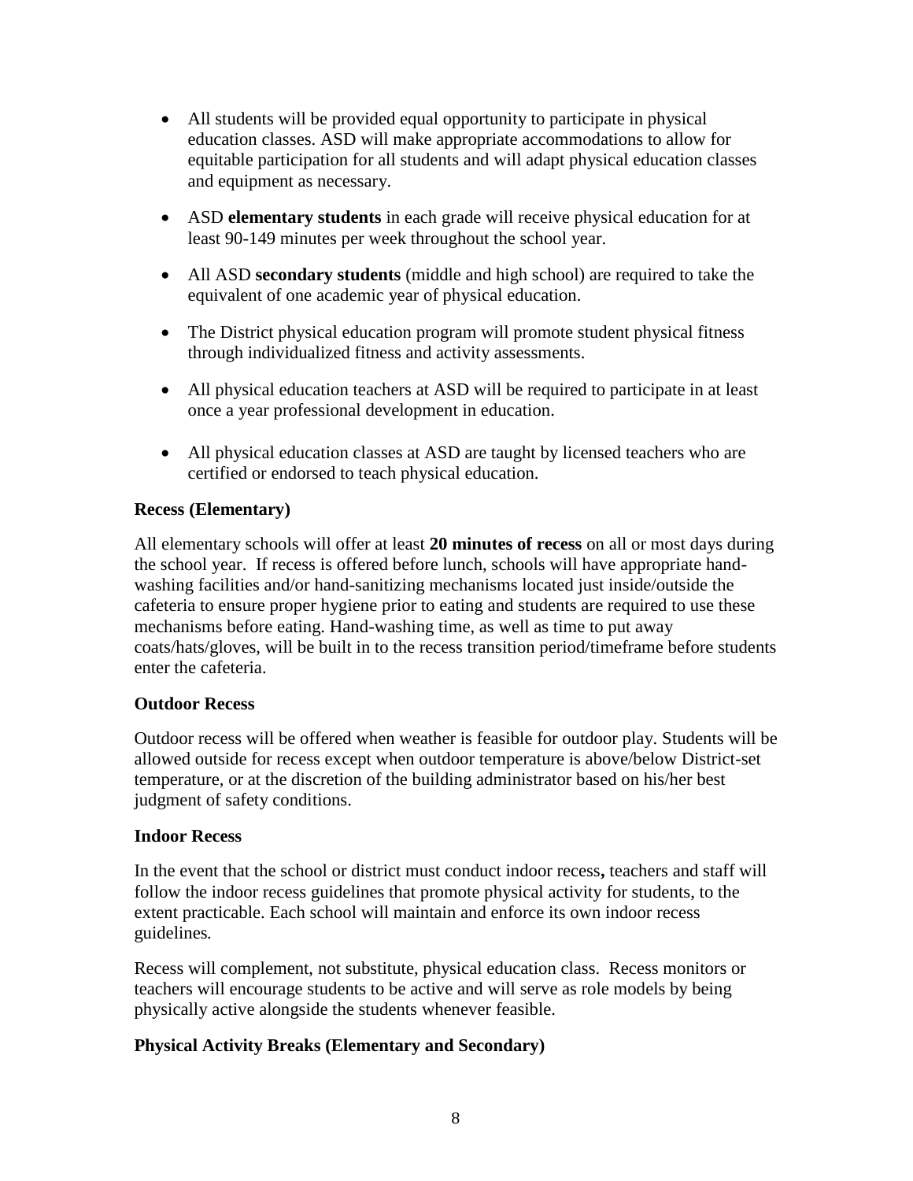- All students will be provided equal opportunity to participate in physical education classes. ASD will make appropriate accommodations to allow for equitable participation for all students and will adapt physical education classes and equipment as necessary.
- ASD **elementary students** in each grade will receive physical education for at least 90-149 minutes per week throughout the school year.
- All ASD **secondary students** (middle and high school) are required to take the equivalent of one academic year of physical education.
- The District physical education program will promote student physical fitness through individualized fitness and activity assessments.
- All physical education teachers at ASD will be required to participate in at least once a year professional development in education.
- All physical education classes at ASD are taught by licensed teachers who are certified or endorsed to teach physical education.

**Recess (Elementary)**

All elementary schools will offer at least **20 minutes of recess** on all or most days during the school year. If recess is offered before lunch, schools will have appropriate hand-washing facilities and/or hand-sanitizing mechanisms located just inside/outside the cafeteria to ensure proper hygiene prior to eating and students are required to use these mechanisms before eating. Hand-washing time, as well as time to put away coats/hats/gloves, will be built in to the recess transition period/timeframe before students enter the cafeteria.

**Outdoor Recess**

Outdoor recess will be offered when weather is feasible for outdoor play. Students will be allowed outside for recess except when outdoor temperature is above/below District-set temperature, or at the discretion of the building administrator based on his/her best judgment of safety conditions.

**Indoor Recess**

In the event that the school or district must conduct indoor recess**,** teachers and staff will follow the indoor recess guidelines that promote physical activity for students, to the extent practicable. Each school will maintain and enforce its own indoor recess guidelines.

Recess will complement, not substitute, physical education class. Recess monitors or teachers will encourage students to be active and will serve as role models by being physically active alongside the students whenever feasible.

**Physical Activity Breaks (Elementary and Secondary)**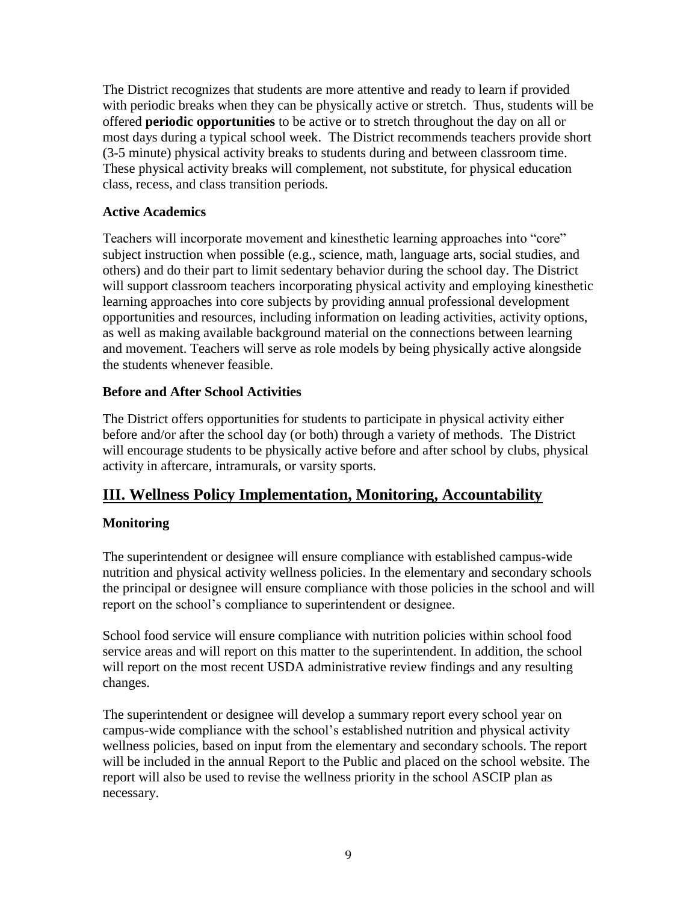The District recognizes that students are more attentive and ready to learn if provided with periodic breaks when they can be physically active or stretch. Thus, students will be offered **periodic opportunities** to be active or to stretch throughout the day on all or most days during a typical school week. The District recommends teachers provide short (3-5 minute) physical activity breaks to students during and between classroom time. These physical activity breaks will complement, not substitute, for physical education class, recess, and class transition periods.

### Active Academics

Teachers will incorporate movement and kinesthetic learning approaches into "core" subject instruction when possible (e.g., science, math, language arts, social studies, and others) and do their part to limit sedentary behavior during the school day. The District will support classroom teachers incorporating physical activity and employing kinesthetic learning approaches into core subjects by providing annual professional development opportunities and resources, including information on leading activities, activity options, as well as making available background material on the connections between learning and movement. Teachers will serve as role models by being physically active alongside the students whenever feasible.

### Before and After School Activities

The District offers opportunities for students to participate in physical activity either before and/or after the school day (or both) through a variety of methods. The District will encourage students to be physically active before and after school by clubs, physical activity in aftercare, intramurals, or varsity sports.

## III. Wellness Policy Implementation, Monitoring, Accountability

### Monitoring

The superintendent or designee will ensure compliance with established campus-wide nutrition and physical activity wellness policies. In the elementary and secondary schools the principal or designee will ensure compliance with those policies in the school and will report on the school's compliance to superintendent or designee.

School food service will ensure compliance with nutrition policies within school food service areas and will report on this matter to the superintendent. In addition, the school will report on the most recent USDA administrative review findings and any resulting changes.

The superintendent or designee will develop a summary report every school year on campus-wide compliance with the school's established nutrition and physical activity wellness policies, based on input from the elementary and secondary schools. The report will be included in the annual Report to the Public and placed on the school website. The report will also be used to revise the wellness priority in the school ASCIP plan as necessary.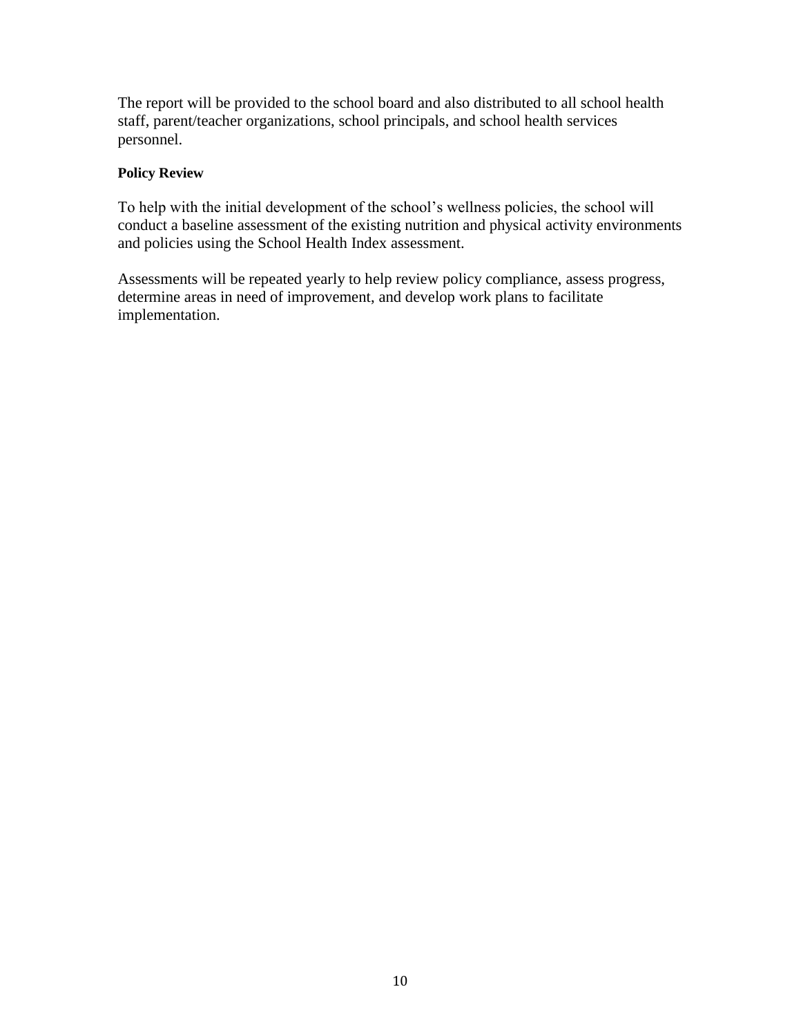The report will be provided to the school board and also distributed to all school health staff, parent/teacher organizations, school principals, and school health services personnel.

**Policy Review**

To help with the initial development of the school's wellness policies, the school will conduct a baseline assessment of the existing nutrition and physical activity environments and policies using the School Health Index assessment.

Assessments will be repeated yearly to help review policy compliance, assess progress, determine areas in need of improvement, and develop work plans to facilitate implementation.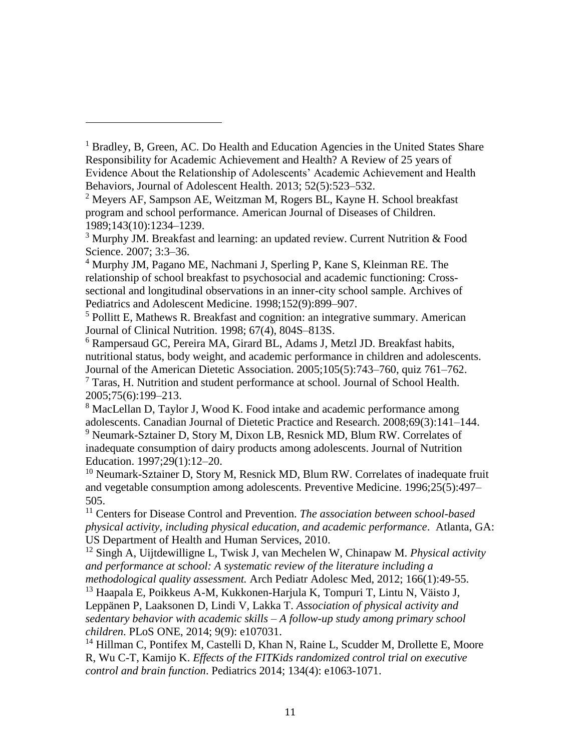[1] Bradley, B, Green, AC. Do Health and Education Agencies in the United States Share Responsibility for Academic Achievement and Health? A Review of 25 years of Evidence About the Relationship of Adolescents' Academic Achievement and Health Behaviors, Journal of Adolescent Health. 2013; 52(5):523–532.

[2] Meyers AF, Sampson AE, Weitzman M, Rogers BL, Kayne H. School breakfast program and school performance. American Journal of Diseases of Children. 1989;143(10):1234–1239.

[3] Murphy JM. Breakfast and learning: an updated review. Current Nutrition & Food Science. 2007; 3:3–36.

[4] Murphy JM, Pagano ME, Nachmani J, Sperling P, Kane S, Kleinman RE. The relationship of school breakfast to psychosocial and academic functioning: Cross-sectional and longitudinal observations in an inner-city school sample. Archives of Pediatrics and Adolescent Medicine. 1998;152(9):899–907.

[5] Pollitt E, Mathews R. Breakfast and cognition: an integrative summary. American Journal of Clinical Nutrition. 1998; 67(4), 804S–813S.

[6] Rampersaud GC, Pereira MA, Girard BL, Adams J, Metzl JD. Breakfast habits, nutritional status, body weight, and academic performance in children and adolescents. Journal of the American Dietetic Association. 2005;105(5):743–760, quiz 761–762.

[7] Taras, H. Nutrition and student performance at school. Journal of School Health. 2005;75(6):199–213.

[8] MacLellan D, Taylor J, Wood K. Food intake and academic performance among adolescents. Canadian Journal of Dietetic Practice and Research. 2008;69(3):141–144.

[9] Neumark-Sztainer D, Story M, Dixon LB, Resnick MD, Blum RW. Correlates of inadequate consumption of dairy products among adolescents. Journal of Nutrition Education. 1997;29(1):12–20.

[10] Neumark-Sztainer D, Story M, Resnick MD, Blum RW. Correlates of inadequate fruit and vegetable consumption among adolescents. Preventive Medicine. 1996;25(5):497–505.

[11] Centers for Disease Control and Prevention. *The association between school-based physical activity, including physical education, and academic performance*. Atlanta, GA: US Department of Health and Human Services, 2010.

[12] Singh A, Uijtdewilligne L, Twisk J, van Mechelen W, Chinapaw M. *Physical activity and performance at school: A systematic review of the literature including a methodological quality assessment.* Arch Pediatr Adolesc Med, 2012; 166(1):49-55.

[13] Haapala E, Poikkeus A-M, Kukkonen-Harjula K, Tompuri T, Lintu N, Väisto J, Leppänen P, Laaksonen D, Lindi V, Lakka T. *Association of physical activity and sedentary behavior with academic skills – A follow-up study among primary school children*. PLoS ONE, 2014; 9(9): e107031.

[14] Hillman C, Pontifex M, Castelli D, Khan N, Raine L, Scudder M, Drollette E, Moore R, Wu C-T, Kamijo K. *Effects of the FITKids randomized control trial on executive control and brain function*. Pediatrics 2014; 134(4): e1063-1071.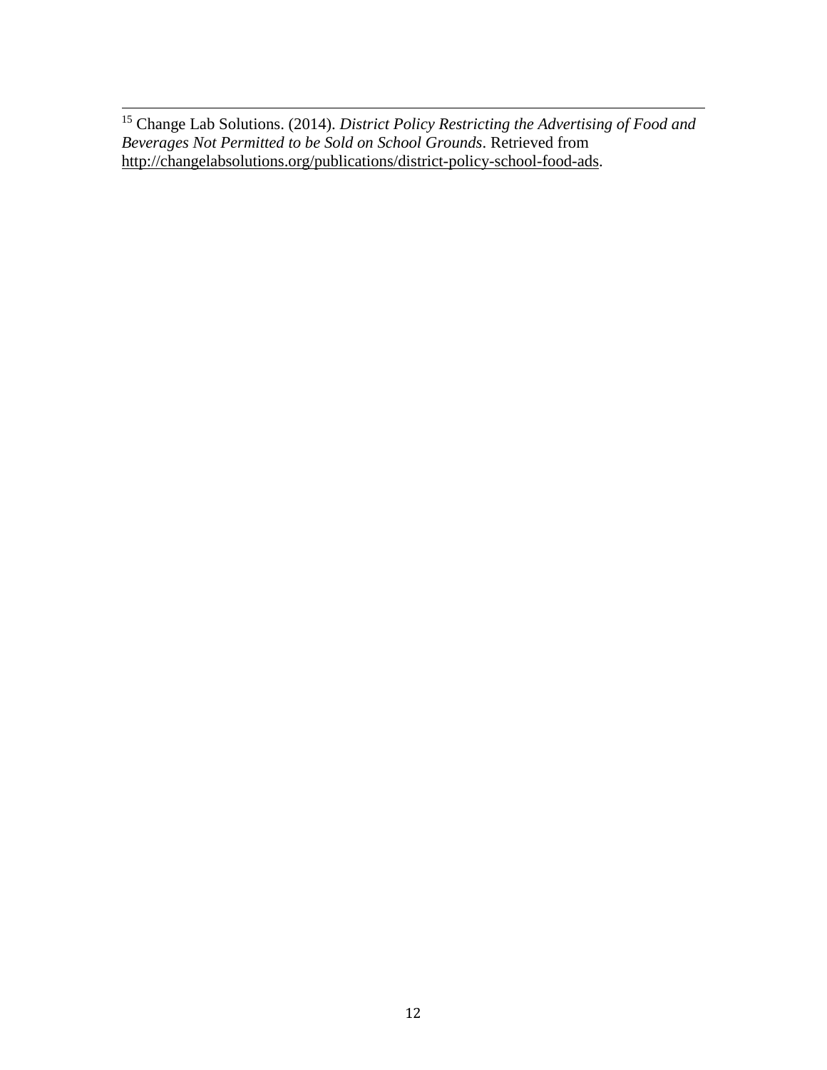[15] Change Lab Solutions. (2014). *District Policy Restricting the Advertising of Food and Beverages Not Permitted to be Sold on School Grounds*. Retrieved from http://changelabsolutions.org/publications/district-policy-school-food-ads.